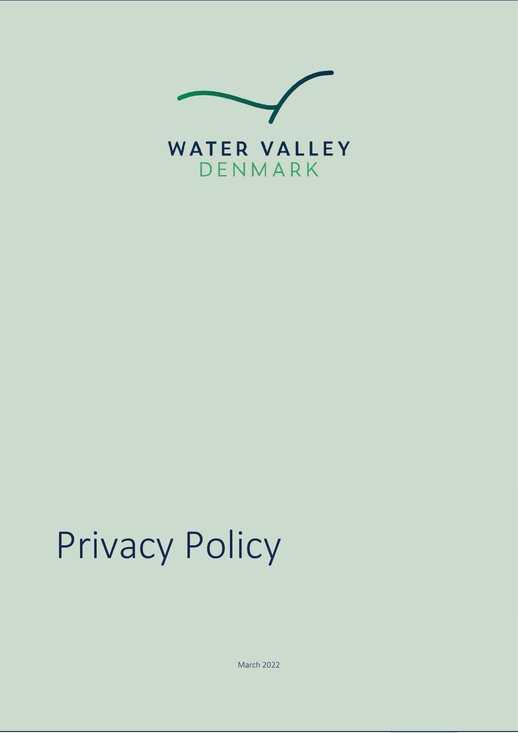WATER VALLEY

DENMARK

# Privacy Policy

March 2022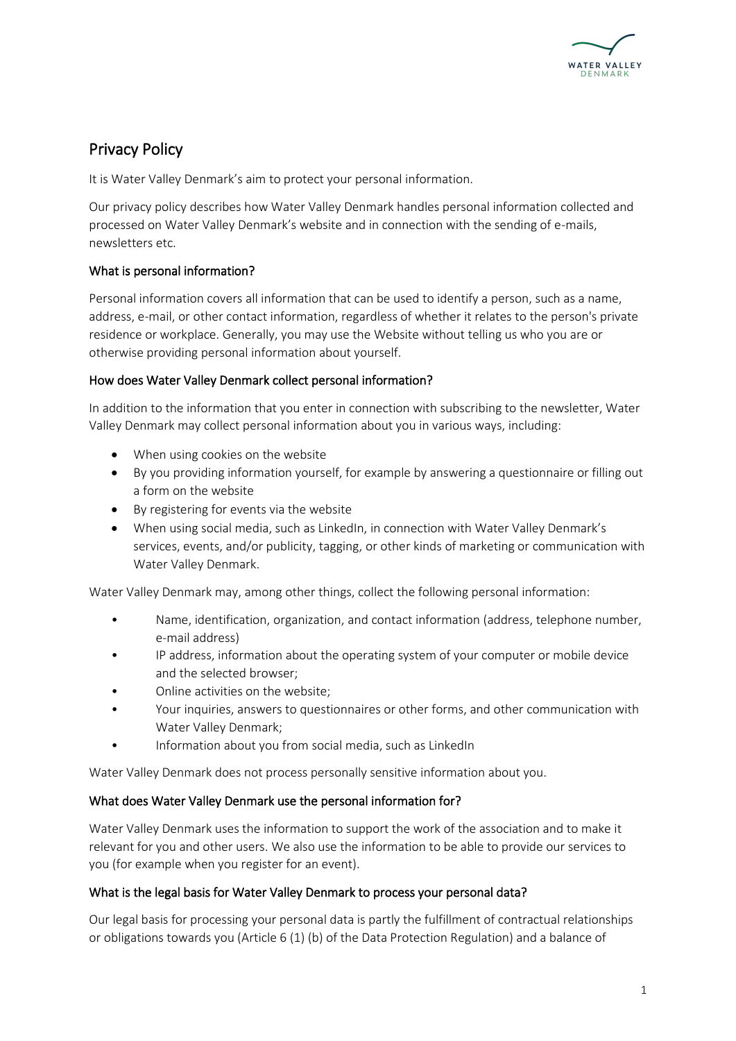## Privacy Policy

It is Water Valley Denmark's aim to protect your personal information.

Our privacy policy describes how Water Valley Denmark handles personal information collected and processed on Water Valley Denmark's website and in connection with the sending of e-mails, newsletters etc.

### What is personal information?

Personal information covers all information that can be used to identify a person, such as a name, address, e-mail, or other contact information, regardless of whether it relates to the person's private residence or workplace. Generally, you may use the Website without telling us who you are or otherwise providing personal information about yourself.

### How does Water Valley Denmark collect personal information?

In addition to the information that you enter in connection with subscribing to the newsletter, Water Valley Denmark may collect personal information about you in various ways, including:

- When using cookies on the website
- By you providing information yourself, for example by answering a questionnaire or filling out a form on the website
- By registering for events via the website
- When using social media, such as LinkedIn, in connection with Water Valley Denmark's services, events, and/or publicity, tagging, or other kinds of marketing or communication with Water Valley Denmark.

Water Valley Denmark may, among other things, collect the following personal information:

- Name, identification, organization, and contact information (address, telephone number, e-mail address)
- IP address, information about the operating system of your computer or mobile device and the selected browser;
- Online activities on the website;
- Your inquiries, answers to questionnaires or other forms, and other communication with Water Valley Denmark;
- Information about you from social media, such as LinkedIn

Water Valley Denmark does not process personally sensitive information about you.

### What does Water Valley Denmark use the personal information for?

Water Valley Denmark uses the information to support the work of the association and to make it relevant for you and other users. We also use the information to be able to provide our services to you (for example when you register for an event).

### What is the legal basis for Water Valley Denmark to process your personal data?

Our legal basis for processing your personal data is partly the fulfillment of contractual relationships or obligations towards you (Article 6 (1) (b) of the Data Protection Regulation) and a balance of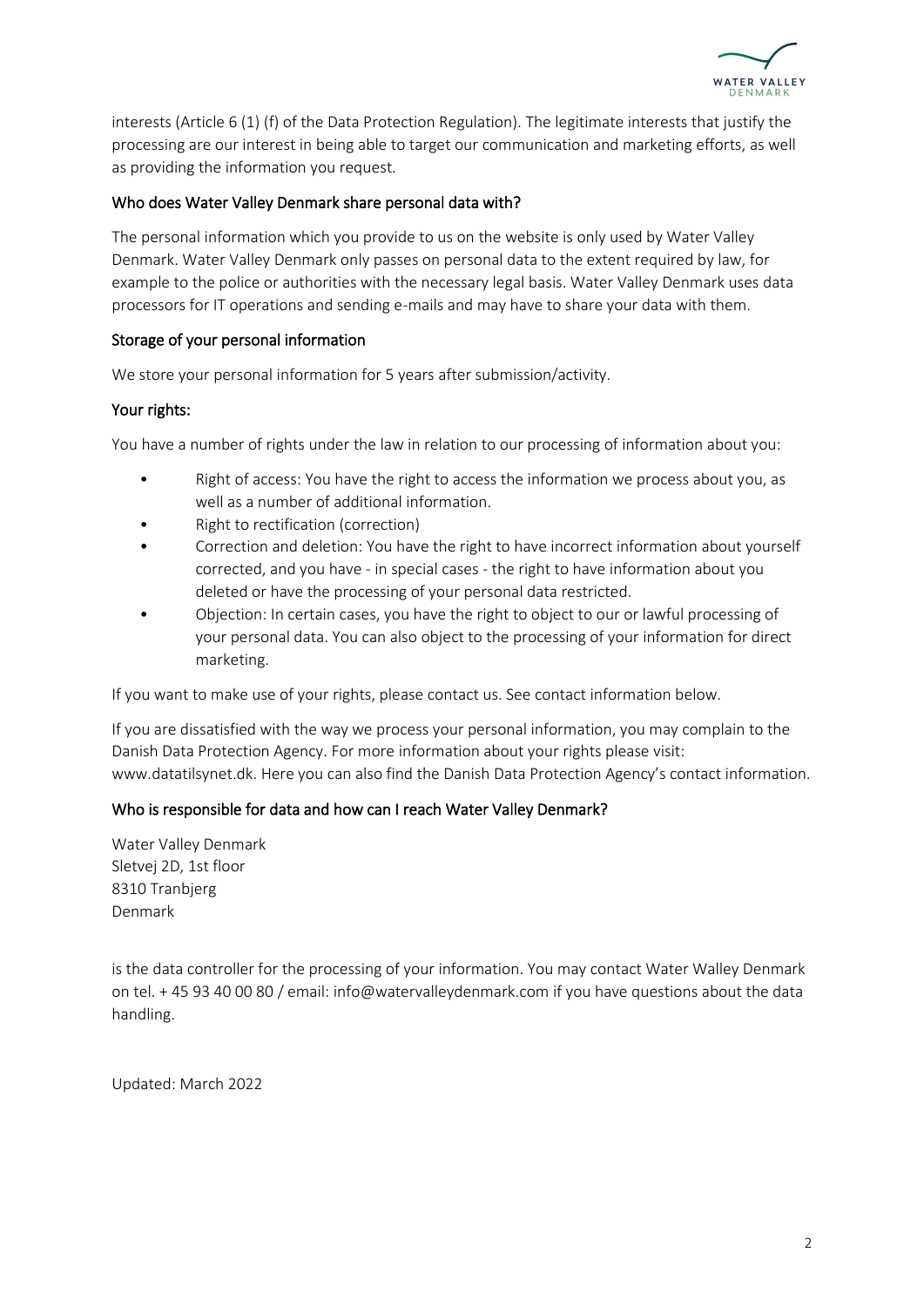interests (Article 6 (1) (f) of the Data Protection Regulation). The legitimate interests that justify the processing are our interest in being able to target our communication and marketing efforts, as well as providing the information you request.

## Who does Water Valley Denmark share personal data with?

The personal information which you provide to us on the website is only used by Water Valley Denmark. Water Valley Denmark only passes on personal data to the extent required by law, for example to the police or authorities with the necessary legal basis. Water Valley Denmark uses data processors for IT operations and sending e-mails and may have to share your data with them.

## Storage of your personal information

We store your personal information for 5 years after submission/activity.

## Your rights:

You have a number of rights under the law in relation to our processing of information about you:

- Right of access: You have the right to access the information we process about you, as well as a number of additional information.
- Right to rectification (correction)
- Correction and deletion: You have the right to have incorrect information about yourself corrected, and you have - in special cases - the right to have information about you deleted or have the processing of your personal data restricted.
- Objection: In certain cases, you have the right to object to our or lawful processing of your personal data. You can also object to the processing of your information for direct marketing.

If you want to make use of your rights, please contact us. See contact information below.

If you are dissatisfied with the way we process your personal information, you may complain to the Danish Data Protection Agency. For more information about your rights please visit: www.datatilsynet.dk. Here you can also find the Danish Data Protection Agency's contact information.

## Who is responsible for data and how can I reach Water Valley Denmark?

Water Valley Denmark
Sletvej 2D, 1st floor
8310 Tranbjerg
Denmark

is the data controller for the processing of your information. You may contact Water Walley Denmark on tel. + 45 93 40 00 80 / email: info@watervalleydenmark.com if you have questions about the data handling.

Updated: March 2022